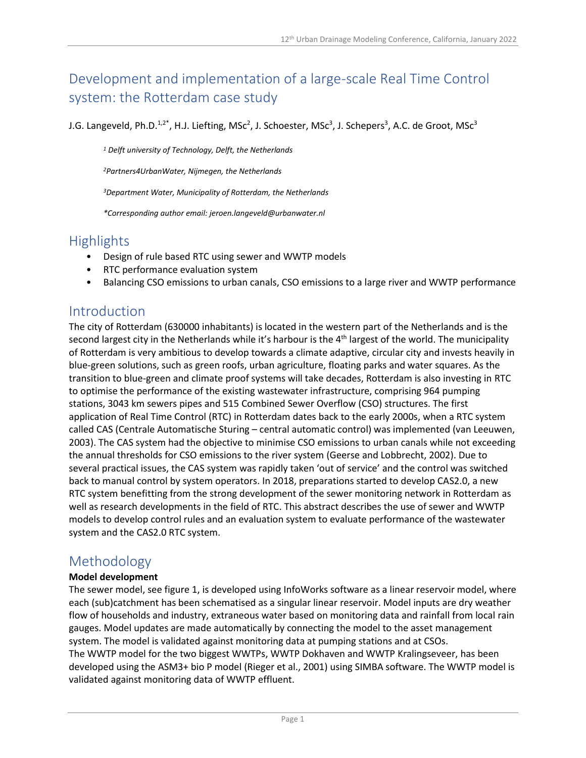# Development and implementation of a large-scale Real Time Control system: the Rotterdam case study

J.G. Langeveld, Ph.D.[1,2*], H.J. Liefting, MSc[2], J. Schoester, MSc[3], J. Schepers[3], A.C. de Groot, MSc[3]

*[1] Delft university of Technology, Delft, the Netherlands*

*[2]Partners4UrbanWater, Nijmegen, the Netherlands*

*[3]Department Water, Municipality of Rotterdam, the Netherlands*

*\*Corresponding author email: jeroen.langeveld@urbanwater.nl*

## Highlights

- Design of rule based RTC using sewer and WWTP models
- RTC performance evaluation system
- Balancing CSO emissions to urban canals, CSO emissions to a large river and WWTP performance

## Introduction

The city of Rotterdam (630000 inhabitants) is located in the western part of the Netherlands and is the second largest city in the Netherlands while it's harbour is the 4th largest of the world. The municipality of Rotterdam is very ambitious to develop towards a climate adaptive, circular city and invests heavily in blue-green solutions, such as green roofs, urban agriculture, floating parks and water squares. As the transition to blue-green and climate proof systems will take decades, Rotterdam is also investing in RTC to optimise the performance of the existing wastewater infrastructure, comprising 964 pumping stations, 3043 km sewers pipes and 515 Combined Sewer Overflow (CSO) structures. The first application of Real Time Control (RTC) in Rotterdam dates back to the early 2000s, when a RTC system called CAS (Centrale Automatische Sturing – central automatic control) was implemented (van Leeuwen, 2003). The CAS system had the objective to minimise CSO emissions to urban canals while not exceeding the annual thresholds for CSO emissions to the river system (Geerse and Lobbrecht, 2002). Due to several practical issues, the CAS system was rapidly taken 'out of service' and the control was switched back to manual control by system operators. In 2018, preparations started to develop CAS2.0, a new RTC system benefitting from the strong development of the sewer monitoring network in Rotterdam as well as research developments in the field of RTC. This abstract describes the use of sewer and WWTP models to develop control rules and an evaluation system to evaluate performance of the wastewater system and the CAS2.0 RTC system.

## Methodology

**Model development**

The sewer model, see figure 1, is developed using InfoWorks software as a linear reservoir model, where each (sub)catchment has been schematised as a singular linear reservoir. Model inputs are dry weather flow of households and industry, extraneous water based on monitoring data and rainfall from local rain gauges. Model updates are made automatically by connecting the model to the asset management system. The model is validated against monitoring data at pumping stations and at CSOs.

The WWTP model for the two biggest WWTPs, WWTP Dokhaven and WWTP Kralingseveer, has been developed using the ASM3+ bio P model (Rieger et al., 2001) using SIMBA software. The WWTP model is validated against monitoring data of WWTP effluent.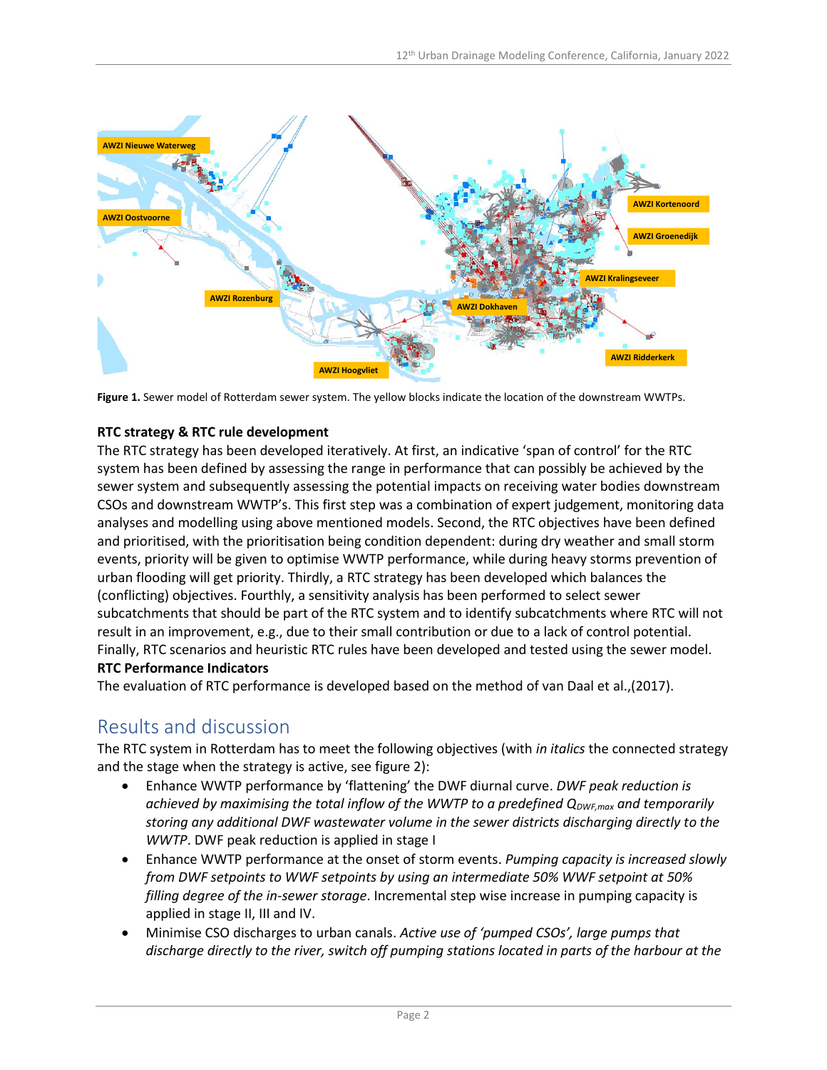Figure 1. Sewer model of Rotterdam sewer system. The yellow blocks indicate the location of the downstream WWTPs.

**RTC strategy & RTC rule development**

The RTC strategy has been developed iteratively. At first, an indicative 'span of control' for the RTC system has been defined by assessing the range in performance that can possibly be achieved by the sewer system and subsequently assessing the potential impacts on receiving water bodies downstream CSOs and downstream WWTP's. This first step was a combination of expert judgement, monitoring data analyses and modelling using above mentioned models. Second, the RTC objectives have been defined and prioritised, with the prioritisation being condition dependent: during dry weather and small storm events, priority will be given to optimise WWTP performance, while during heavy storms prevention of urban flooding will get priority. Thirdly, a RTC strategy has been developed which balances the (conflicting) objectives. Fourthly, a sensitivity analysis has been performed to select sewer subcatchments that should be part of the RTC system and to identify subcatchments where RTC will not result in an improvement, e.g., due to their small contribution or due to a lack of control potential. Finally, RTC scenarios and heuristic RTC rules have been developed and tested using the sewer model.

**RTC Performance Indicators**

The evaluation of RTC performance is developed based on the method of van Daal et al.,(2017).

## Results and discussion

The RTC system in Rotterdam has to meet the following objectives (with *in italics* the connected strategy and the stage when the strategy is active, see figure 2):

- Enhance WWTP performance by 'flattening' the DWF diurnal curve. *DWF peak reduction is achieved by maximising the total inflow of the WWTP to a predefined $Q_{DWF,max}$ and temporarily storing any additional DWF wastewater volume in the sewer districts discharging directly to the WWTP*. DWF peak reduction is applied in stage I
- Enhance WWTP performance at the onset of storm events. *Pumping capacity is increased slowly from DWF setpoints to WWF setpoints by using an intermediate 50% WWF setpoint at 50% filling degree of the in-sewer storage*. Incremental step wise increase in pumping capacity is applied in stage II, III and IV.
- Minimise CSO discharges to urban canals. *Active use of 'pumped CSOs', large pumps that discharge directly to the river, switch off pumping stations located in parts of the harbour at the*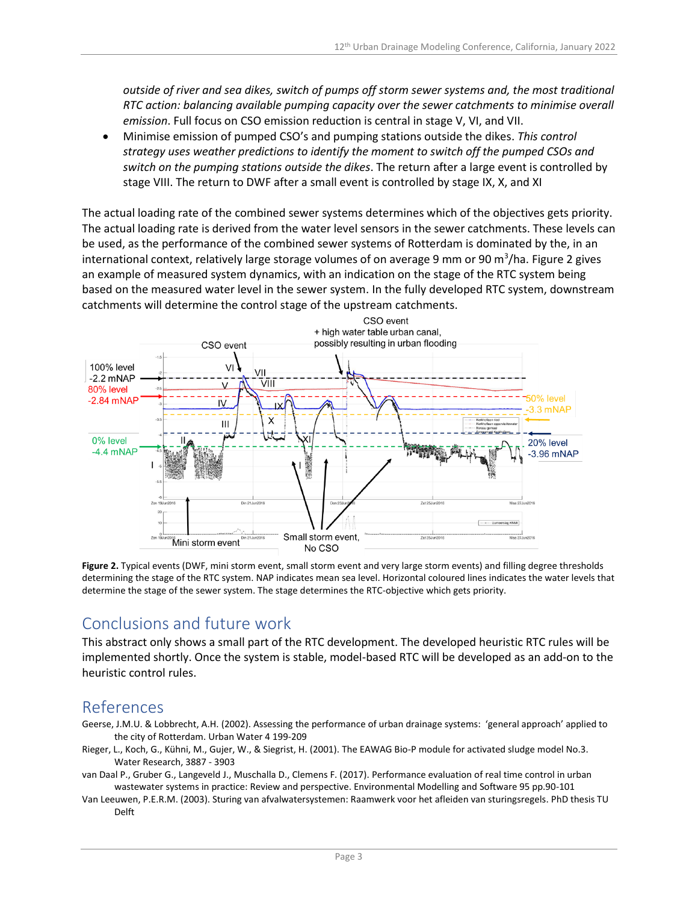*outside of river and sea dikes, switch of pumps off storm sewer systems and, the most traditional RTC action: balancing available pumping capacity over the sewer catchments to minimise overall emission*. Full focus on CSO emission reduction is central in stage V, VI, and VII.

- Minimise emission of pumped CSO's and pumping stations outside the dikes. *This control strategy uses weather predictions to identify the moment to switch off the pumped CSOs and switch on the pumping stations outside the dikes*. The return after a large event is controlled by stage VIII. The return to DWF after a small event is controlled by stage IX, X, and XI

The actual loading rate of the combined sewer systems determines which of the objectives gets priority. The actual loading rate is derived from the water level sensors in the sewer catchments. These levels can be used, as the performance of the combined sewer systems of Rotterdam is dominated by the, in an international context, relatively large storage volumes of on average 9 mm or 90 $m^3$/ha. Figure 2 gives an example of measured system dynamics, with an indication on the stage of the RTC system being based on the measured water level in the sewer system. In the fully developed RTC system, downstream catchments will determine the control stage of the upstream catchments.

CSO event

CSO event + high water table urban canal, possibly resulting in urban flooding

100% level -2.2 mNAP

80% level -2.84 mNAP

50% level -3.3 mNAP

0% level -4.4 mNAP

20% level -3.96 mNAP

I II III IV V VI VII VIII IX X XI

Mini storm event

Small storm event, No CSO

**Figure 2.** Typical events (DWF, mini storm event, small storm event and very large storm events) and filling degree thresholds determining the stage of the RTC system. NAP indicates mean sea level. Horizontal coloured lines indicates the water levels that determine the stage of the sewer system. The stage determines the RTC-objective which gets priority.

## Conclusions and future work

This abstract only shows a small part of the RTC development. The developed heuristic RTC rules will be implemented shortly. Once the system is stable, model-based RTC will be developed as an add-on to the heuristic control rules.

## References

Geerse, J.M.U. & Lobbrecht, A.H. (2002). Assessing the performance of urban drainage systems: 'general approach' applied to the city of Rotterdam. Urban Water 4 199-209

Rieger, L., Koch, G., Kühni, M., Gujer, W., & Siegrist, H. (2001). The EAWAG Bio-P module for activated sludge model No.3. Water Research, 3887 - 3903

van Daal P., Gruber G., Langeveld J., Muschalla D., Clemens F. (2017). Performance evaluation of real time control in urban wastewater systems in practice: Review and perspective. Environmental Modelling and Software 95 pp.90-101

Van Leeuwen, P.E.R.M. (2003). Sturing van afvalwatersystemen: Raamwerk voor het afleiden van sturingsregels. PhD thesis TU Delft